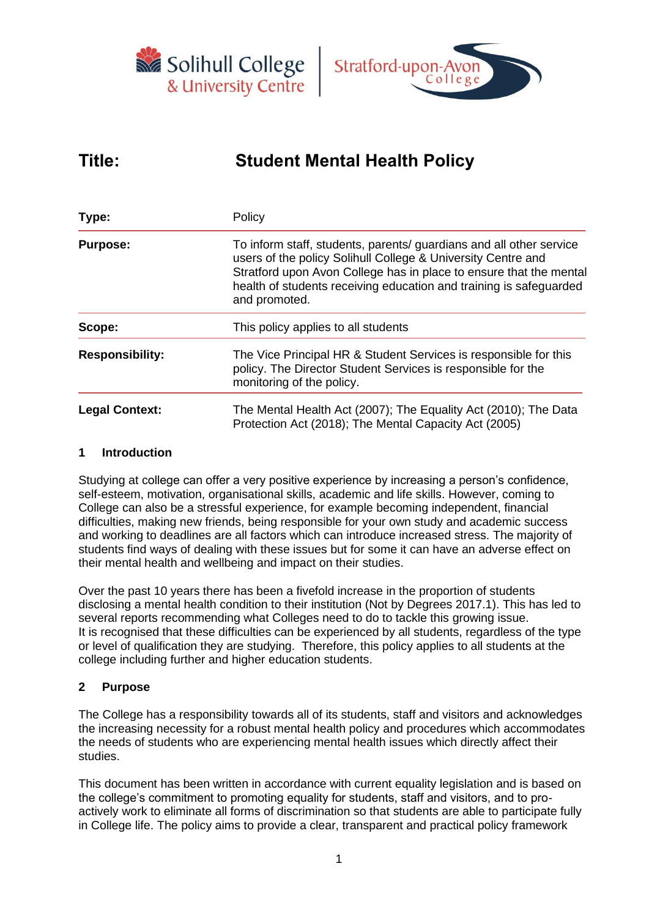Solihull College & University Centre | Stratford-upon-Avon College

| **Title:** | **Student Mental Health Policy** |
| --- | --- |
| **Type:** | Policy |
| **Purpose:** | To inform staff, students, parents/ guardians and all other service users of the policy Solihull College & University Centre and Stratford upon Avon College has in place to ensure that the mental health of students receiving education and training is safeguarded and promoted. |
| **Scope:** | This policy applies to all students |
| **Responsibility:** | The Vice Principal HR & Student Services is responsible for this policy. The Director Student Services is responsible for the monitoring of the policy. |
| **Legal Context:** | The Mental Health Act (2007); The Equality Act (2010); The Data Protection Act (2018); The Mental Capacity Act (2005) |

## 1 Introduction

Studying at college can offer a very positive experience by increasing a person's confidence, self-esteem, motivation, organisational skills, academic and life skills. However, coming to College can also be a stressful experience, for example becoming independent, financial difficulties, making new friends, being responsible for your own study and academic success and working to deadlines are all factors which can introduce increased stress. The majority of students find ways of dealing with these issues but for some it can have an adverse effect on their mental health and wellbeing and impact on their studies.

Over the past 10 years there has been a fivefold increase in the proportion of students disclosing a mental health condition to their institution (Not by Degrees 2017.1). This has led to several reports recommending what Colleges need to do to tackle this growing issue. It is recognised that these difficulties can be experienced by all students, regardless of the type or level of qualification they are studying. Therefore, this policy applies to all students at the college including further and higher education students.

## 2 Purpose

The College has a responsibility towards all of its students, staff and visitors and acknowledges the increasing necessity for a robust mental health policy and procedures which accommodates the needs of students who are experiencing mental health issues which directly affect their studies.

This document has been written in accordance with current equality legislation and is based on the college's commitment to promoting equality for students, staff and visitors, and to pro-actively work to eliminate all forms of discrimination so that students are able to participate fully in College life. The policy aims to provide a clear, transparent and practical policy framework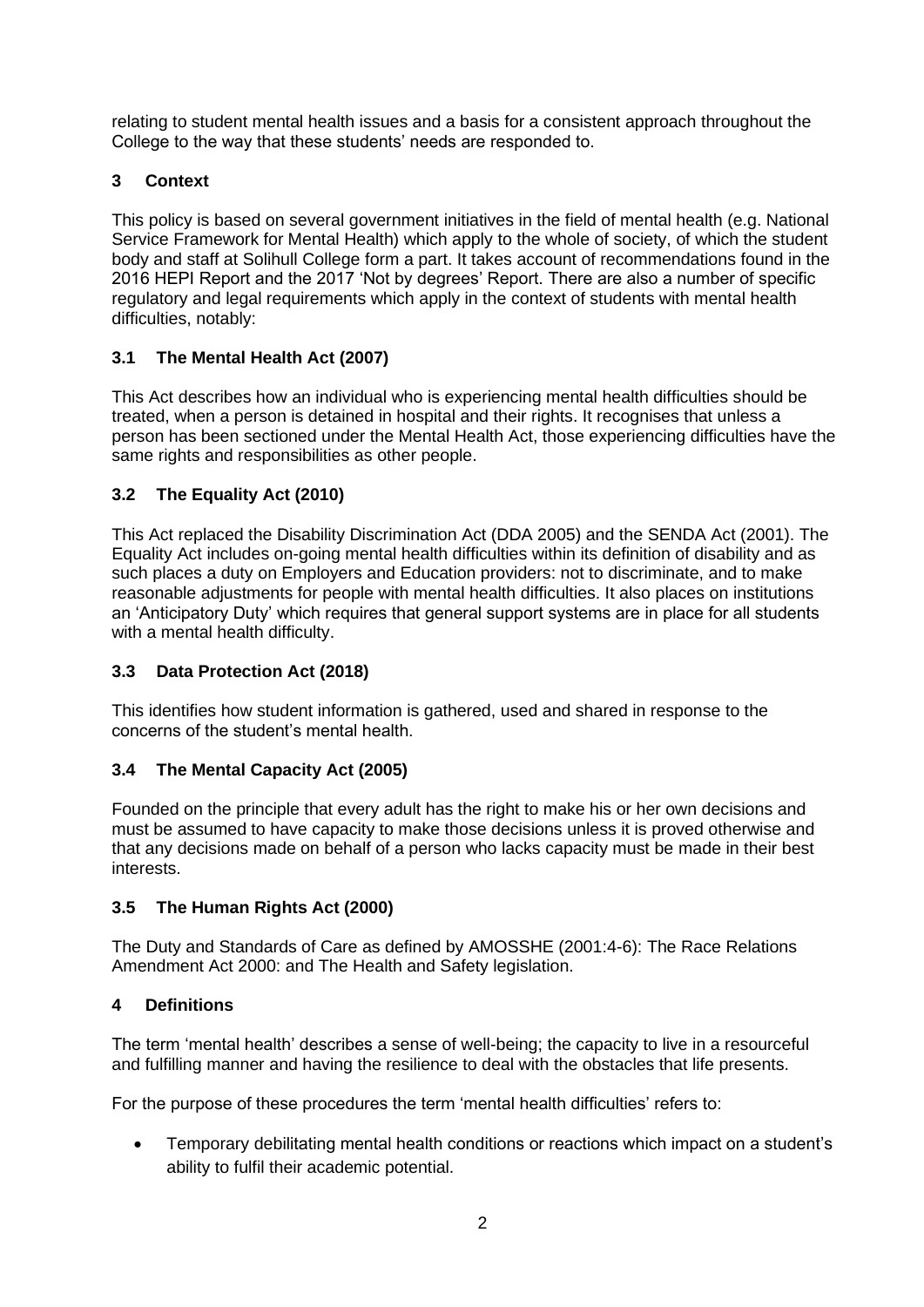relating to student mental health issues and a basis for a consistent approach throughout the College to the way that these students' needs are responded to.

## 3 Context

This policy is based on several government initiatives in the field of mental health (e.g. National Service Framework for Mental Health) which apply to the whole of society, of which the student body and staff at Solihull College form a part. It takes account of recommendations found in the 2016 HEPI Report and the 2017 'Not by degrees' Report. There are also a number of specific regulatory and legal requirements which apply in the context of students with mental health difficulties, notably:

### 3.1 The Mental Health Act (2007)

This Act describes how an individual who is experiencing mental health difficulties should be treated, when a person is detained in hospital and their rights. It recognises that unless a person has been sectioned under the Mental Health Act, those experiencing difficulties have the same rights and responsibilities as other people.

### 3.2 The Equality Act (2010)

This Act replaced the Disability Discrimination Act (DDA 2005) and the SENDA Act (2001). The Equality Act includes on-going mental health difficulties within its definition of disability and as such places a duty on Employers and Education providers: not to discriminate, and to make reasonable adjustments for people with mental health difficulties. It also places on institutions an 'Anticipatory Duty' which requires that general support systems are in place for all students with a mental health difficulty.

### 3.3 Data Protection Act (2018)

This identifies how student information is gathered, used and shared in response to the concerns of the student's mental health.

### 3.4 The Mental Capacity Act (2005)

Founded on the principle that every adult has the right to make his or her own decisions and must be assumed to have capacity to make those decisions unless it is proved otherwise and that any decisions made on behalf of a person who lacks capacity must be made in their best interests.

### 3.5 The Human Rights Act (2000)

The Duty and Standards of Care as defined by AMOSSHE (2001:4-6): The Race Relations Amendment Act 2000: and The Health and Safety legislation.

## 4 Definitions

The term 'mental health' describes a sense of well-being; the capacity to live in a resourceful and fulfilling manner and having the resilience to deal with the obstacles that life presents.

For the purpose of these procedures the term 'mental health difficulties' refers to:

- Temporary debilitating mental health conditions or reactions which impact on a student's ability to fulfil their academic potential.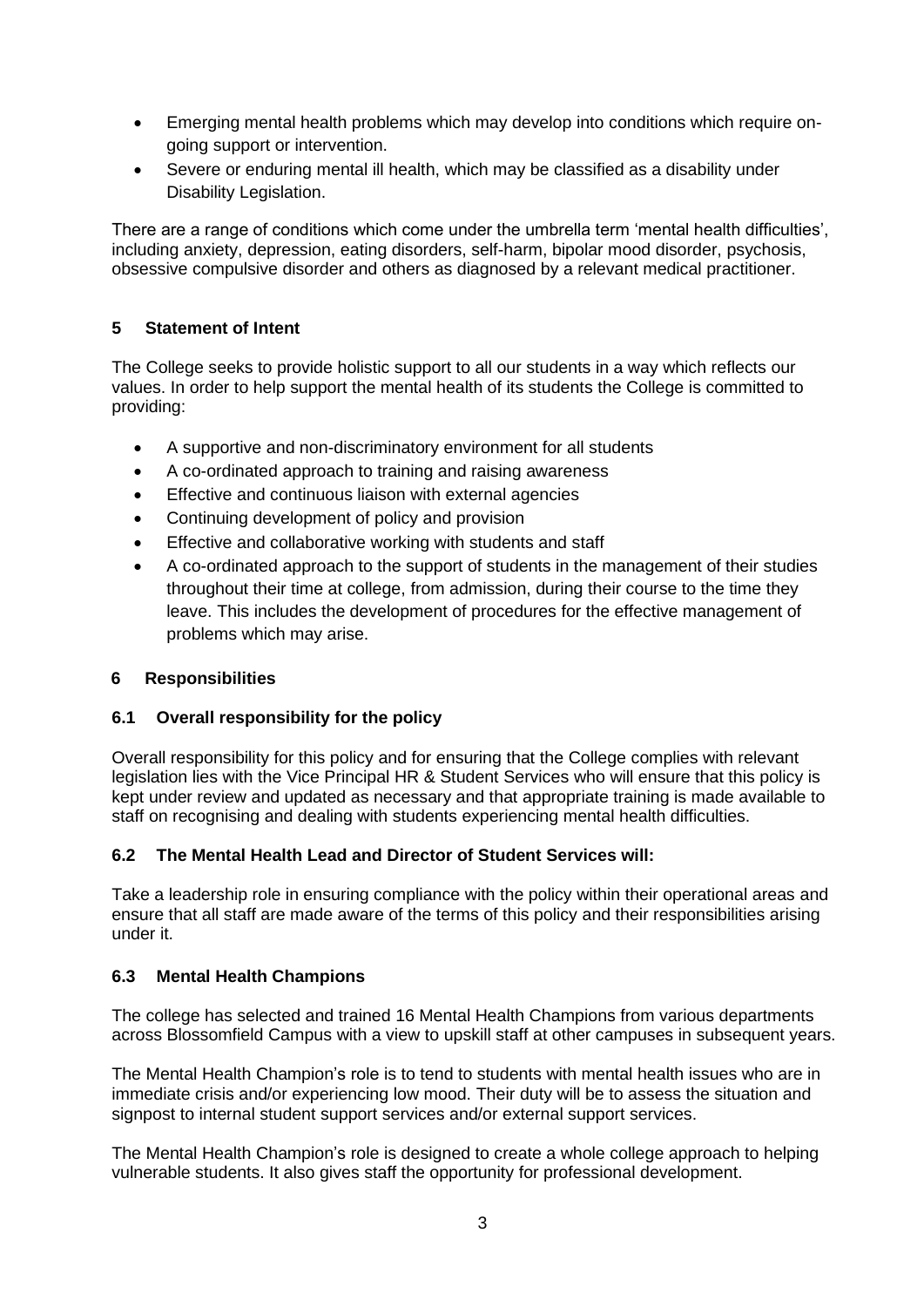- Emerging mental health problems which may develop into conditions which require on-going support or intervention.
- Severe or enduring mental ill health, which may be classified as a disability under Disability Legislation.

There are a range of conditions which come under the umbrella term 'mental health difficulties', including anxiety, depression, eating disorders, self-harm, bipolar mood disorder, psychosis, obsessive compulsive disorder and others as diagnosed by a relevant medical practitioner.

## 5 Statement of Intent

The College seeks to provide holistic support to all our students in a way which reflects our values. In order to help support the mental health of its students the College is committed to providing:

- A supportive and non-discriminatory environment for all students
- A co-ordinated approach to training and raising awareness
- Effective and continuous liaison with external agencies
- Continuing development of policy and provision
- Effective and collaborative working with students and staff
- A co-ordinated approach to the support of students in the management of their studies throughout their time at college, from admission, during their course to the time they leave. This includes the development of procedures for the effective management of problems which may arise.

## 6 Responsibilities

### 6.1 Overall responsibility for the policy

Overall responsibility for this policy and for ensuring that the College complies with relevant legislation lies with the Vice Principal HR & Student Services who will ensure that this policy is kept under review and updated as necessary and that appropriate training is made available to staff on recognising and dealing with students experiencing mental health difficulties.

### 6.2 The Mental Health Lead and Director of Student Services will:

Take a leadership role in ensuring compliance with the policy within their operational areas and ensure that all staff are made aware of the terms of this policy and their responsibilities arising under it.

### 6.3 Mental Health Champions

The college has selected and trained 16 Mental Health Champions from various departments across Blossomfield Campus with a view to upskill staff at other campuses in subsequent years.

The Mental Health Champion's role is to tend to students with mental health issues who are in immediate crisis and/or experiencing low mood. Their duty will be to assess the situation and signpost to internal student support services and/or external support services.

The Mental Health Champion's role is designed to create a whole college approach to helping vulnerable students. It also gives staff the opportunity for professional development.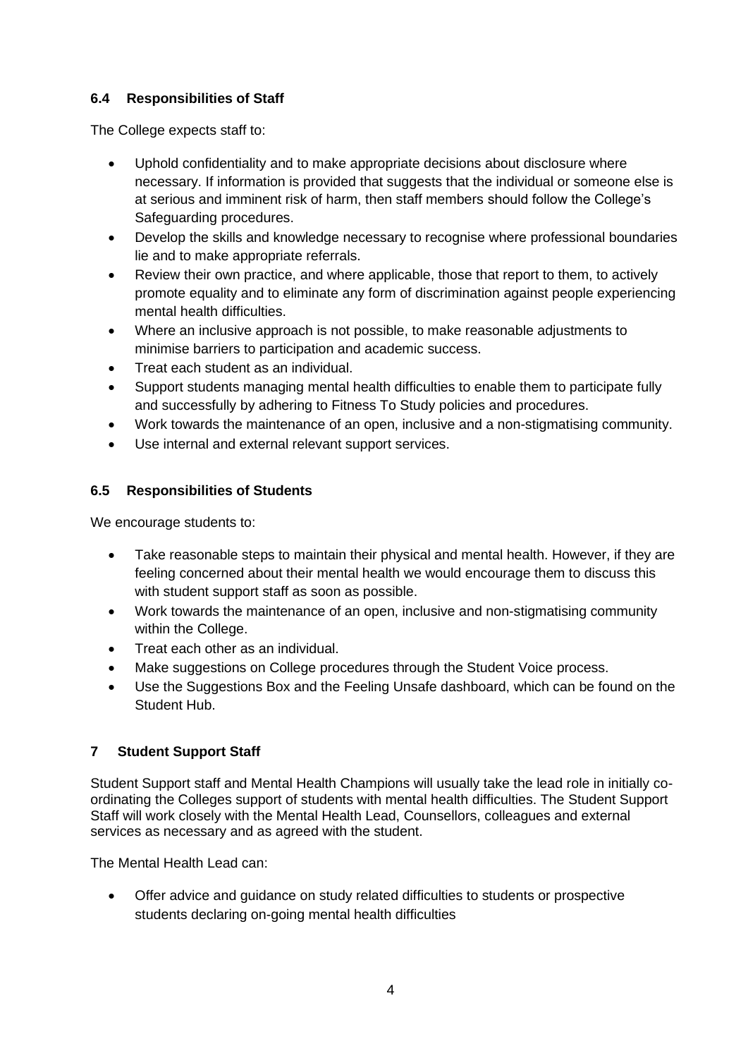### 6.4 Responsibilities of Staff

The College expects staff to:

- Uphold confidentiality and to make appropriate decisions about disclosure where necessary. If information is provided that suggests that the individual or someone else is at serious and imminent risk of harm, then staff members should follow the College's Safeguarding procedures.
- Develop the skills and knowledge necessary to recognise where professional boundaries lie and to make appropriate referrals.
- Review their own practice, and where applicable, those that report to them, to actively promote equality and to eliminate any form of discrimination against people experiencing mental health difficulties.
- Where an inclusive approach is not possible, to make reasonable adjustments to minimise barriers to participation and academic success.
- Treat each student as an individual.
- Support students managing mental health difficulties to enable them to participate fully and successfully by adhering to Fitness To Study policies and procedures.
- Work towards the maintenance of an open, inclusive and a non-stigmatising community.
- Use internal and external relevant support services.

### 6.5 Responsibilities of Students

We encourage students to:

- Take reasonable steps to maintain their physical and mental health. However, if they are feeling concerned about their mental health we would encourage them to discuss this with student support staff as soon as possible.
- Work towards the maintenance of an open, inclusive and non-stigmatising community within the College.
- Treat each other as an individual.
- Make suggestions on College procedures through the Student Voice process.
- Use the Suggestions Box and the Feeling Unsafe dashboard, which can be found on the Student Hub.

## 7 Student Support Staff

Student Support staff and Mental Health Champions will usually take the lead role in initially co-ordinating the Colleges support of students with mental health difficulties. The Student Support Staff will work closely with the Mental Health Lead, Counsellors, colleagues and external services as necessary and as agreed with the student.

The Mental Health Lead can:

- Offer advice and guidance on study related difficulties to students or prospective students declaring on-going mental health difficulties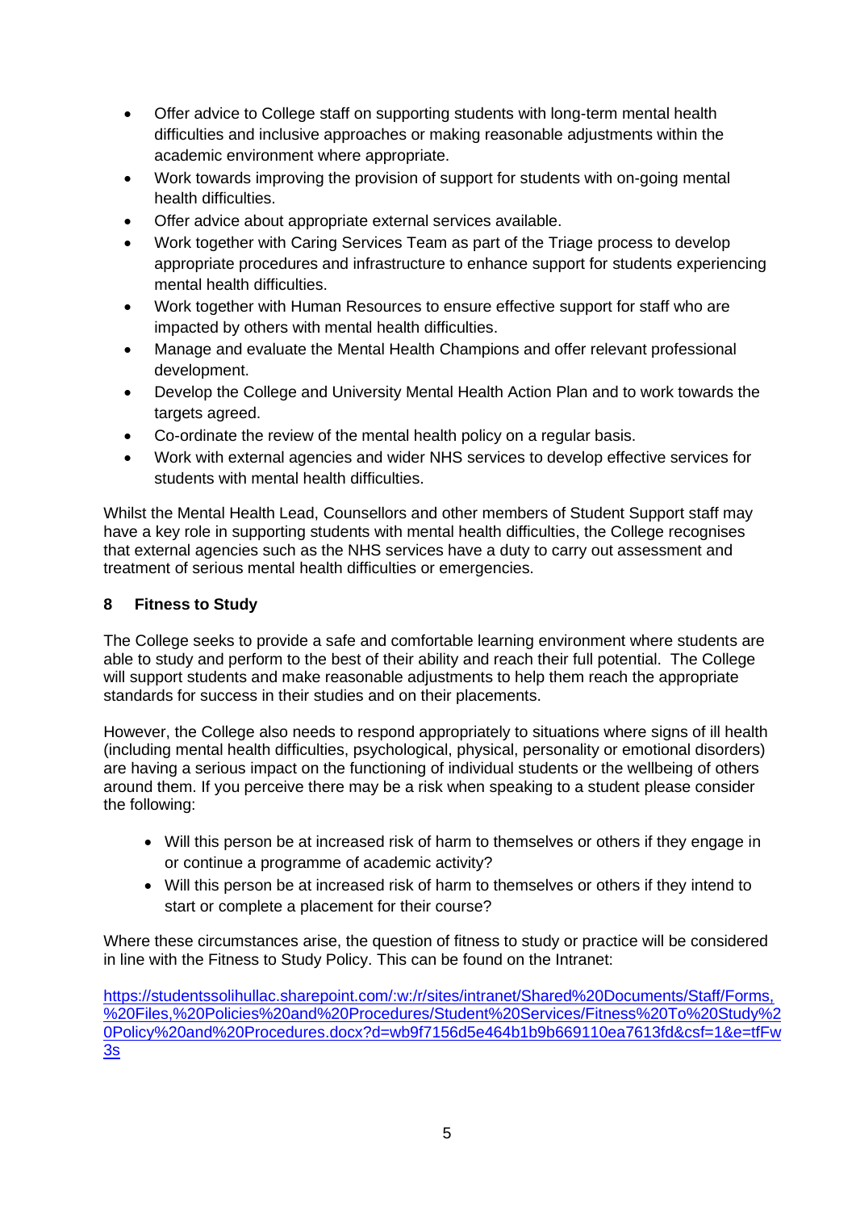- Offer advice to College staff on supporting students with long-term mental health difficulties and inclusive approaches or making reasonable adjustments within the academic environment where appropriate.
- Work towards improving the provision of support for students with on-going mental health difficulties.
- Offer advice about appropriate external services available.
- Work together with Caring Services Team as part of the Triage process to develop appropriate procedures and infrastructure to enhance support for students experiencing mental health difficulties.
- Work together with Human Resources to ensure effective support for staff who are impacted by others with mental health difficulties.
- Manage and evaluate the Mental Health Champions and offer relevant professional development.
- Develop the College and University Mental Health Action Plan and to work towards the targets agreed.
- Co-ordinate the review of the mental health policy on a regular basis.
- Work with external agencies and wider NHS services to develop effective services for students with mental health difficulties.

Whilst the Mental Health Lead, Counsellors and other members of Student Support staff may have a key role in supporting students with mental health difficulties, the College recognises that external agencies such as the NHS services have a duty to carry out assessment and treatment of serious mental health difficulties or emergencies.

## 8 Fitness to Study

The College seeks to provide a safe and comfortable learning environment where students are able to study and perform to the best of their ability and reach their full potential. The College will support students and make reasonable adjustments to help them reach the appropriate standards for success in their studies and on their placements.

However, the College also needs to respond appropriately to situations where signs of ill health (including mental health difficulties, psychological, physical, personality or emotional disorders) are having a serious impact on the functioning of individual students or the wellbeing of others around them. If you perceive there may be a risk when speaking to a student please consider the following:

- Will this person be at increased risk of harm to themselves or others if they engage in or continue a programme of academic activity?
- Will this person be at increased risk of harm to themselves or others if they intend to start or complete a placement for their course?

Where these circumstances arise, the question of fitness to study or practice will be considered in line with the Fitness to Study Policy. This can be found on the Intranet:

https://studentssolihullac.sharepoint.com/:w:/r/sites/intranet/Shared%20Documents/Staff/Forms,%20Files,%20Policies%20and%20Procedures/Student%20Services/Fitness%20To%20Study%20Policy%20and%20Procedures.docx?d=wb9f7156d5e464b1b9b669110ea7613fd&csf=1&e=tfFw3s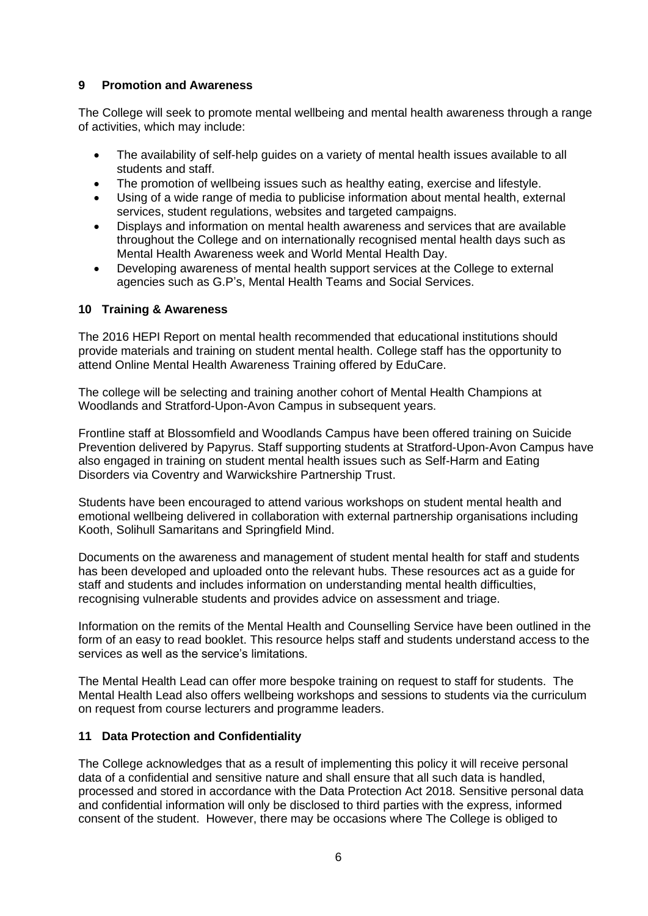## 9 Promotion and Awareness

The College will seek to promote mental wellbeing and mental health awareness through a range of activities, which may include:

- The availability of self-help guides on a variety of mental health issues available to all students and staff.
- The promotion of wellbeing issues such as healthy eating, exercise and lifestyle.
- Using of a wide range of media to publicise information about mental health, external services, student regulations, websites and targeted campaigns.
- Displays and information on mental health awareness and services that are available throughout the College and on internationally recognised mental health days such as Mental Health Awareness week and World Mental Health Day.
- Developing awareness of mental health support services at the College to external agencies such as G.P's, Mental Health Teams and Social Services.

## 10 Training & Awareness

The 2016 HEPI Report on mental health recommended that educational institutions should provide materials and training on student mental health. College staff has the opportunity to attend Online Mental Health Awareness Training offered by EduCare.

The college will be selecting and training another cohort of Mental Health Champions at Woodlands and Stratford-Upon-Avon Campus in subsequent years.

Frontline staff at Blossomfield and Woodlands Campus have been offered training on Suicide Prevention delivered by Papyrus. Staff supporting students at Stratford-Upon-Avon Campus have also engaged in training on student mental health issues such as Self-Harm and Eating Disorders via Coventry and Warwickshire Partnership Trust.

Students have been encouraged to attend various workshops on student mental health and emotional wellbeing delivered in collaboration with external partnership organisations including Kooth, Solihull Samaritans and Springfield Mind.

Documents on the awareness and management of student mental health for staff and students has been developed and uploaded onto the relevant hubs. These resources act as a guide for staff and students and includes information on understanding mental health difficulties, recognising vulnerable students and provides advice on assessment and triage.

Information on the remits of the Mental Health and Counselling Service have been outlined in the form of an easy to read booklet. This resource helps staff and students understand access to the services as well as the service's limitations.

The Mental Health Lead can offer more bespoke training on request to staff for students. The Mental Health Lead also offers wellbeing workshops and sessions to students via the curriculum on request from course lecturers and programme leaders.

## 11 Data Protection and Confidentiality

The College acknowledges that as a result of implementing this policy it will receive personal data of a confidential and sensitive nature and shall ensure that all such data is handled, processed and stored in accordance with the Data Protection Act 2018. Sensitive personal data and confidential information will only be disclosed to third parties with the express, informed consent of the student. However, there may be occasions where The College is obliged to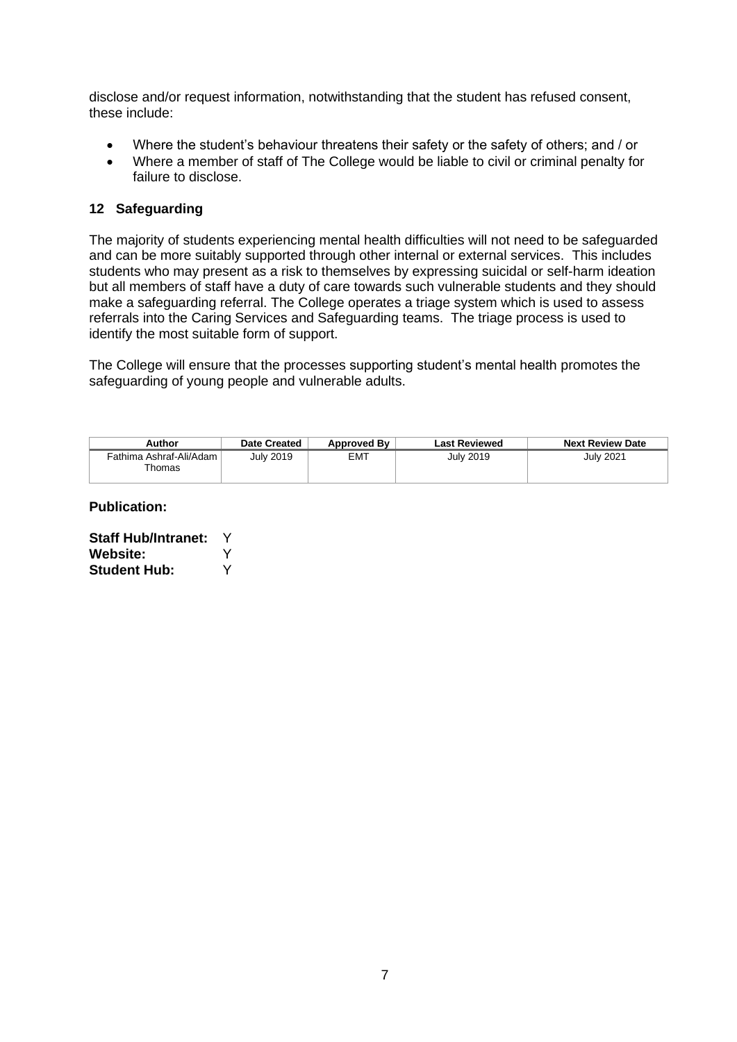disclose and/or request information, notwithstanding that the student has refused consent, these include:

- Where the student's behaviour threatens their safety or the safety of others; and / or
- Where a member of staff of The College would be liable to civil or criminal penalty for failure to disclose.

## 12 Safeguarding

The majority of students experiencing mental health difficulties will not need to be safeguarded and can be more suitably supported through other internal or external services. This includes students who may present as a risk to themselves by expressing suicidal or self-harm ideation but all members of staff have a duty of care towards such vulnerable students and they should make a safeguarding referral. The College operates a triage system which is used to assess referrals into the Caring Services and Safeguarding teams. The triage process is used to identify the most suitable form of support.

The College will ensure that the processes supporting student's mental health promotes the safeguarding of young people and vulnerable adults.

| Author | Date Created | Approved By | Last Reviewed | Next Review Date |
|---|---|---|---|---|
| Fathima Ashraf-Ali/Adam Thomas | July 2019 | EMT | July 2019 | July 2021 |

**Publication:**

**Staff Hub/Intranet:** Y
**Website:** Y
**Student Hub:** Y